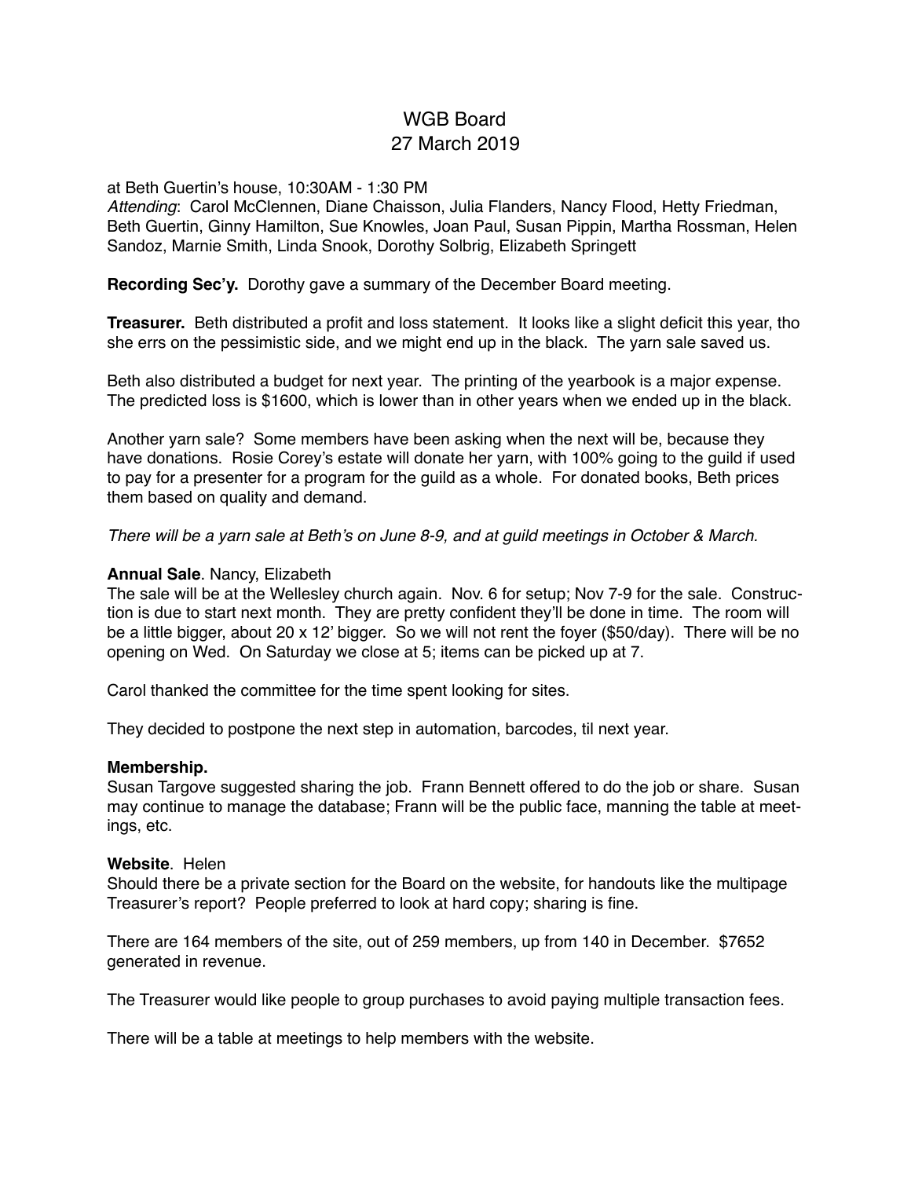# WGB Board
## 27 March 2019

at Beth Guertin's house, 10:30AM - 1:30 PM
*Attending*: Carol McClennen, Diane Chaisson, Julia Flanders, Nancy Flood, Hetty Friedman, Beth Guertin, Ginny Hamilton, Sue Knowles, Joan Paul, Susan Pippin, Martha Rossman, Helen Sandoz, Marnie Smith, Linda Snook, Dorothy Solbrig, Elizabeth Springett

**Recording Sec'y.** Dorothy gave a summary of the December Board meeting.

**Treasurer.** Beth distributed a profit and loss statement. It looks like a slight deficit this year, tho she errs on the pessimistic side, and we might end up in the black. The yarn sale saved us.

Beth also distributed a budget for next year. The printing of the yearbook is a major expense. The predicted loss is $1600, which is lower than in other years when we ended up in the black.

Another yarn sale? Some members have been asking when the next will be, because they have donations. Rosie Corey's estate will donate her yarn, with 100% going to the guild if used to pay for a presenter for a program for the guild as a whole. For donated books, Beth prices them based on quality and demand.

*There will be a yarn sale at Beth's on June 8-9, and at guild meetings in October & March.*

**Annual Sale**. Nancy, Elizabeth
The sale will be at the Wellesley church again. Nov. 6 for setup; Nov 7-9 for the sale. Construction is due to start next month. They are pretty confident they'll be done in time. The room will be a little bigger, about 20 x 12' bigger. So we will not rent the foyer ($50/day). There will be no opening on Wed. On Saturday we close at 5; items can be picked up at 7.

Carol thanked the committee for the time spent looking for sites.

They decided to postpone the next step in automation, barcodes, til next year.

**Membership.**
Susan Targove suggested sharing the job. Frann Bennett offered to do the job or share. Susan may continue to manage the database; Frann will be the public face, manning the table at meetings, etc.

**Website**. Helen
Should there be a private section for the Board on the website, for handouts like the multipage Treasurer's report? People preferred to look at hard copy; sharing is fine.

There are 164 members of the site, out of 259 members, up from 140 in December. $7652 generated in revenue.

The Treasurer would like people to group purchases to avoid paying multiple transaction fees.

There will be a table at meetings to help members with the website.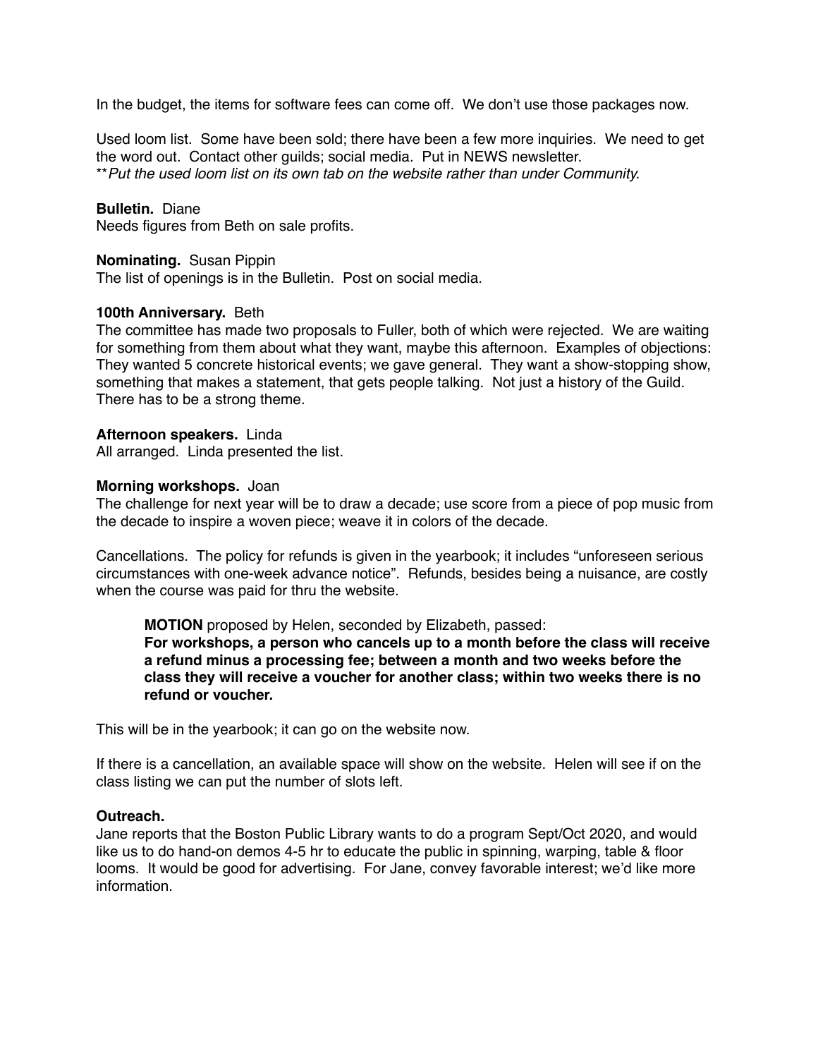In the budget, the items for software fees can come off. We don't use those packages now.

Used loom list. Some have been sold; there have been a few more inquiries. We need to get the word out. Contact other guilds; social media. Put in NEWS newsletter.
***Put the used loom list on its own tab on the website rather than under Community.*

**Bulletin.** Diane
Needs figures from Beth on sale profits.

**Nominating.** Susan Pippin
The list of openings is in the Bulletin. Post on social media.

**100th Anniversary.** Beth
The committee has made two proposals to Fuller, both of which were rejected. We are waiting for something from them about what they want, maybe this afternoon. Examples of objections: They wanted 5 concrete historical events; we gave general. They want a show-stopping show, something that makes a statement, that gets people talking. Not just a history of the Guild. There has to be a strong theme.

**Afternoon speakers.** Linda
All arranged. Linda presented the list.

**Morning workshops.** Joan
The challenge for next year will be to draw a decade; use score from a piece of pop music from the decade to inspire a woven piece; weave it in colors of the decade.

Cancellations. The policy for refunds is given in the yearbook; it includes "unforeseen serious circumstances with one-week advance notice". Refunds, besides being a nuisance, are costly when the course was paid for thru the website.

> **MOTION** proposed by Helen, seconded by Elizabeth, passed:
> **For workshops, a person who cancels up to a month before the class will receive a refund minus a processing fee; between a month and two weeks before the class they will receive a voucher for another class; within two weeks there is no refund or voucher.**

This will be in the yearbook; it can go on the website now.

If there is a cancellation, an available space will show on the website. Helen will see if on the class listing we can put the number of slots left.

**Outreach.**
Jane reports that the Boston Public Library wants to do a program Sept/Oct 2020, and would like us to do hand-on demos 4-5 hr to educate the public in spinning, warping, table & floor looms. It would be good for advertising. For Jane, convey favorable interest; we'd like more information.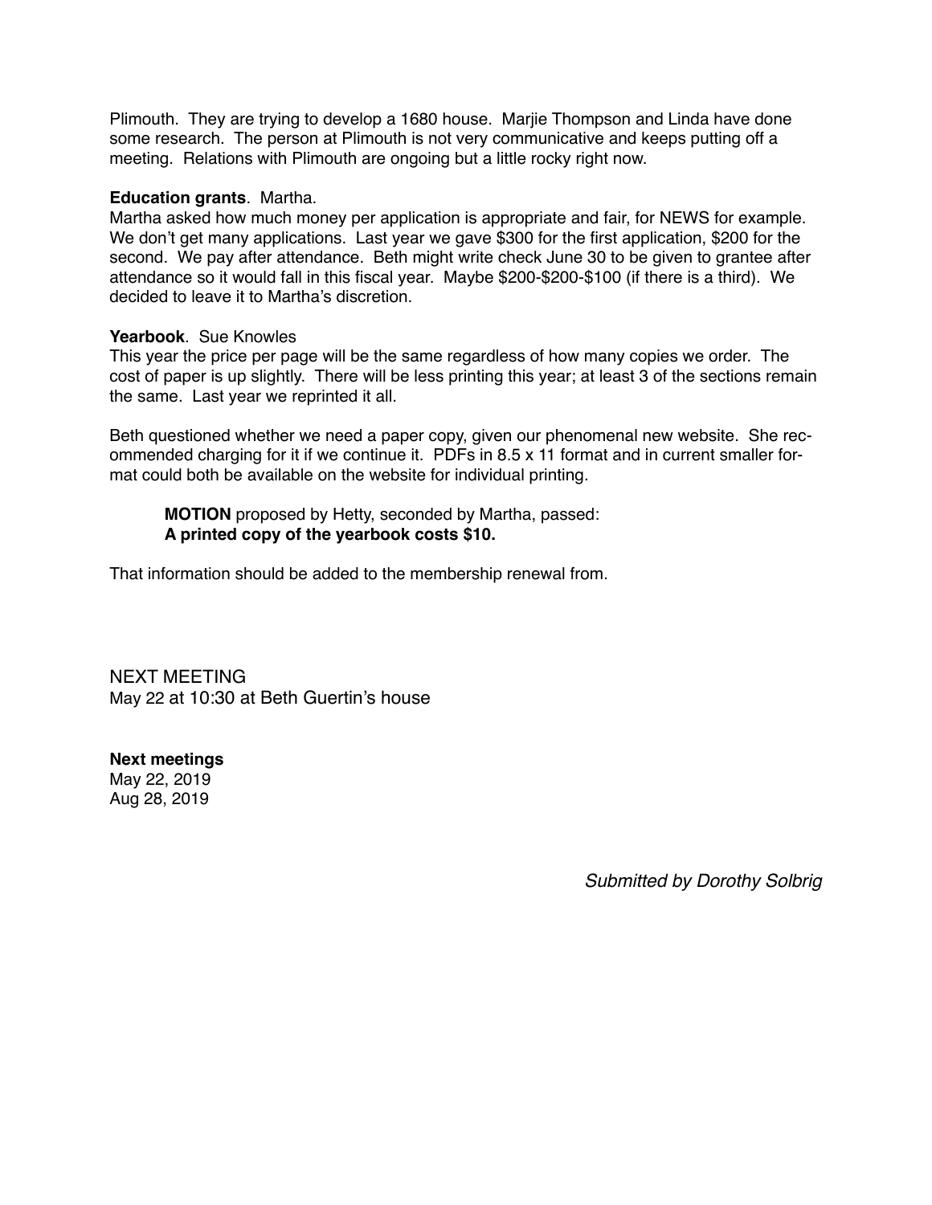Plimouth. They are trying to develop a 1680 house. Marjie Thompson and Linda have done some research. The person at Plimouth is not very communicative and keeps putting off a meeting. Relations with Plimouth are ongoing but a little rocky right now.

**Education grants**. Martha.
Martha asked how much money per application is appropriate and fair, for NEWS for example. We don't get many applications. Last year we gave $300 for the first application, $200 for the second. We pay after attendance. Beth might write check June 30 to be given to grantee after attendance so it would fall in this fiscal year. Maybe $200-$200-$100 (if there is a third). We decided to leave it to Martha's discretion.

**Yearbook**. Sue Knowles
This year the price per page will be the same regardless of how many copies we order. The cost of paper is up slightly. There will be less printing this year; at least 3 of the sections remain the same. Last year we reprinted it all.

Beth questioned whether we need a paper copy, given our phenomenal new website. She recommended charging for it if we continue it. PDFs in 8.5 x 11 format and in current smaller format could both be available on the website for individual printing.

> **MOTION** proposed by Hetty, seconded by Martha, passed:
> **A printed copy of the yearbook costs $10.**

That information should be added to the membership renewal from.

NEXT MEETING
May 22 at 10:30 at Beth Guertin's house

**Next meetings**
May 22, 2019
Aug 28, 2019

*Submitted by Dorothy Solbrig*